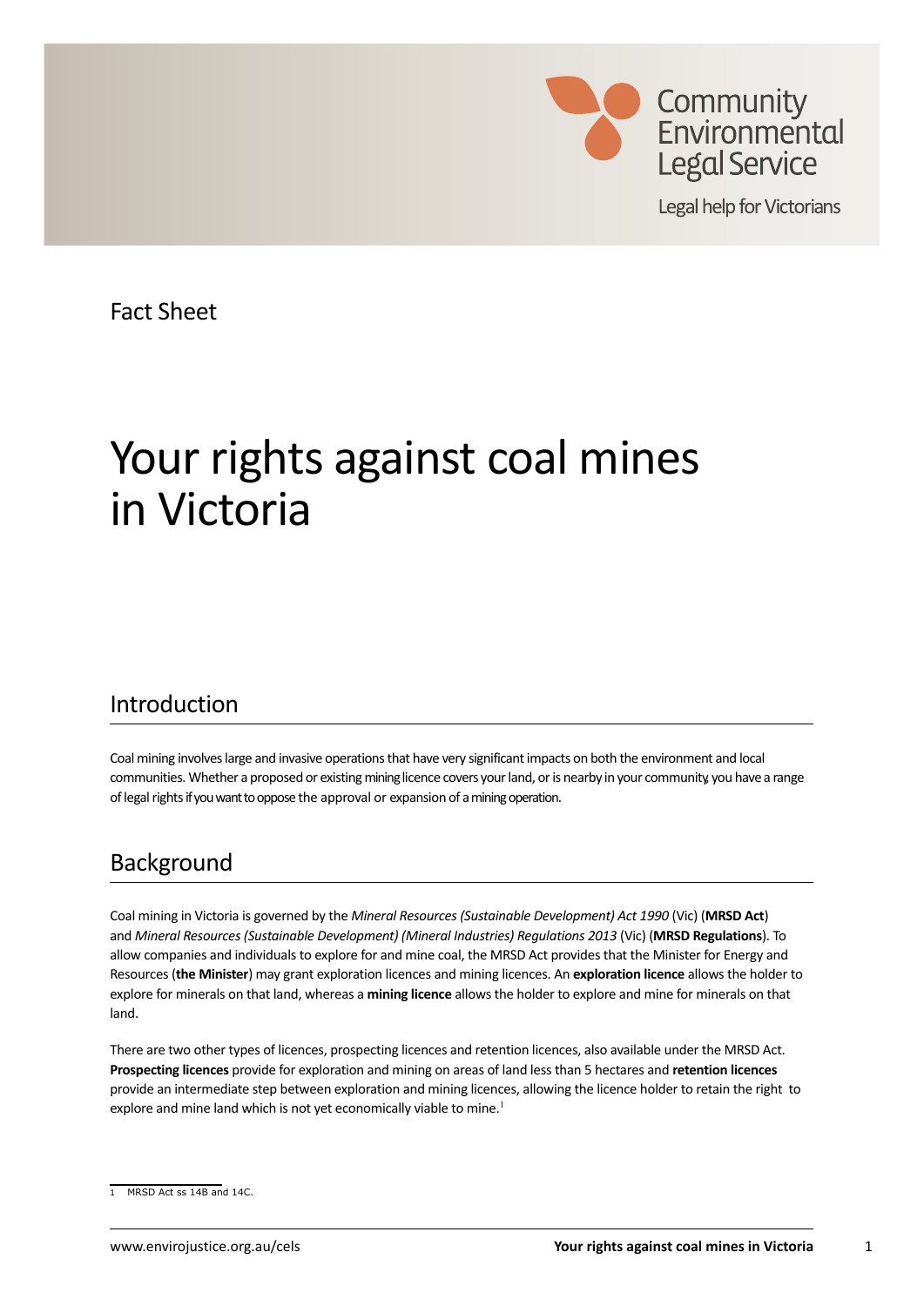Community Environmental Legal Service

Legal help for Victorians

Fact Sheet

# Your rights against coal mines in Victoria

## Introduction

Coal mining involves large and invasive operations that have very significant impacts on both the environment and local communities. Whether a proposed or existing mining licence covers your land, or is nearby in your community, you have a range of legal rights if you want to oppose the approval or expansion of a mining operation.

## Background

Coal mining in Victoria is governed by the *Mineral Resources (Sustainable Development) Act 1990* (Vic) (**MRSD Act**) and *Mineral Resources (Sustainable Development) (Mineral Industries) Regulations 2013* (Vic) (**MRSD Regulations**). To allow companies and individuals to explore for and mine coal, the MRSD Act provides that the Minister for Energy and Resources (**the Minister**) may grant exploration licences and mining licences. An **exploration licence** allows the holder to explore for minerals on that land, whereas a **mining licence** allows the holder to explore and mine for minerals on that land.

There are two other types of licences, prospecting licences and retention licences, also available under the MRSD Act. **Prospecting licences** provide for exploration and mining on areas of land less than 5 hectares and **retention licences** provide an intermediate step between exploration and mining licences, allowing the licence holder to retain the right to explore and mine land which is not yet economically viable to mine.[1]

[1] MRSD Act ss 14B and 14C.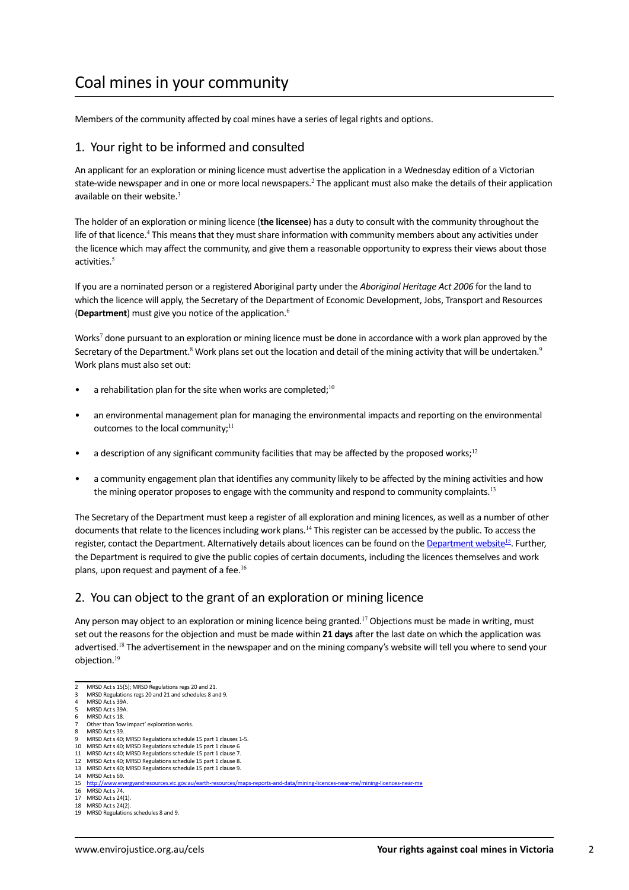# Coal mines in your community

Members of the community affected by coal mines have a series of legal rights and options.

## 1. Your right to be informed and consulted

An applicant for an exploration or mining licence must advertise the application in a Wednesday edition of a Victorian state-wide newspaper and in one or more local newspapers.[2] The applicant must also make the details of their application available on their website.[3]

The holder of an exploration or mining licence (**the licensee**) has a duty to consult with the community throughout the life of that licence.[4] This means that they must share information with community members about any activities under the licence which may affect the community, and give them a reasonable opportunity to express their views about those activities.[5]

If you are a nominated person or a registered Aboriginal party under the *Aboriginal Heritage Act 2006* for the land to which the licence will apply, the Secretary of the Department of Economic Development, Jobs, Transport and Resources (**Department**) must give you notice of the application.[6]

Works[7] done pursuant to an exploration or mining licence must be done in accordance with a work plan approved by the Secretary of the Department.[8] Work plans set out the location and detail of the mining activity that will be undertaken.[9] Work plans must also set out:

- a rehabilitation plan for the site when works are completed;[10]
- an environmental management plan for managing the environmental impacts and reporting on the environmental outcomes to the local community;[11]
- a description of any significant community facilities that may be affected by the proposed works;[12]
- a community engagement plan that identifies any community likely to be affected by the mining activities and how the mining operator proposes to engage with the community and respond to community complaints.[13]

The Secretary of the Department must keep a register of all exploration and mining licences, as well as a number of other documents that relate to the licences including work plans.[14] This register can be accessed by the public. To access the register, contact the Department. Alternatively details about licences can be found on the Department website[15]. Further, the Department is required to give the public copies of certain documents, including the licences themselves and work plans, upon request and payment of a fee.[16]

## 2. You can object to the grant of an exploration or mining licence

Any person may object to an exploration or mining licence being granted.[17] Objections must be made in writing, must set out the reasons for the objection and must be made within **21 days** after the last date on which the application was advertised.[18] The advertisement in the newspaper and on the mining company's website will tell you where to send your objection.[19]

---

2 MRSD Act s 15(5); MRSD Regulations regs 20 and 21.
3 MRSD Regulations regs 20 and 21 and schedules 8 and 9.
4 MRSD Act s 39A.
5 MRSD Act s 39A.
6 MRSD Act s 18.
7 Other than 'low impact' exploration works.
8 MRSD Act s 39.
9 MRSD Act s 40; MRSD Regulations schedule 15 part 1 clauses 1-5.
10 MRSD Act s 40; MRSD Regulations schedule 15 part 1 clause 6
11 MRSD Act s 40; MRSD Regulations schedule 15 part 1 clause 7.
12 MRSD Act s 40; MRSD Regulations schedule 15 part 1 clause 8.
13 MRSD Act s 40; MRSD Regulations schedule 15 part 1 clause 9.
14 MRSD Act s 69.
15 http://www.energyandresources.vic.gov.au/earth-resources/maps-reports-and-data/mining-licences-near-me/mining-licences-near-me
16 MRSD Act s 74.
17 MRSD Act s 24(1).
18 MRSD Act s 24(2).
19 MRSD Regulations schedules 8 and 9.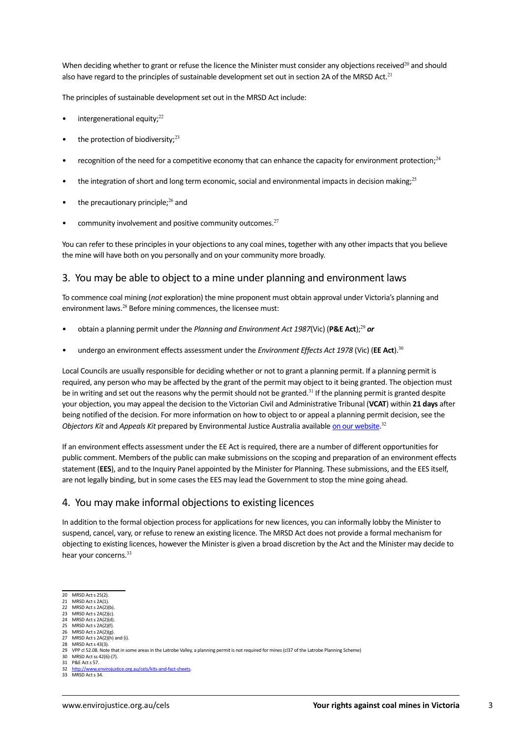When deciding whether to grant or refuse the licence the Minister must consider any objections received[20] and should also have regard to the principles of sustainable development set out in section 2A of the MRSD Act.[21]

The principles of sustainable development set out in the MRSD Act include:

- intergenerational equity;[22]
- the protection of biodiversity;[23]
- recognition of the need for a competitive economy that can enhance the capacity for environment protection;[24]
- the integration of short and long term economic, social and environmental impacts in decision making;[25]
- the precautionary principle;[26] and
- community involvement and positive community outcomes.[27]

You can refer to these principles in your objections to any coal mines, together with any other impacts that you believe the mine will have both on you personally and on your community more broadly.

## 3. You may be able to object to a mine under planning and environment laws

To commence coal mining (*not* exploration) the mine proponent must obtain approval under Victoria's planning and environment laws.[28] Before mining commences, the licensee must:

- obtain a planning permit under the *Planning and Environment Act 1987*(Vic) (**P&E Act**);[29] ***or***
- undergo an environment effects assessment under the *Environment Effects Act 1978* (Vic) (**EE Act**).[30]

Local Councils are usually responsible for deciding whether or not to grant a planning permit. If a planning permit is required, any person who may be affected by the grant of the permit may object to it being granted. The objection must be in writing and set out the reasons why the permit should not be granted.[31] If the planning permit is granted despite your objection, you may appeal the decision to the Victorian Civil and Administrative Tribunal (**VCAT**) within **21 days** after being notified of the decision. For more information on how to object to or appeal a planning permit decision, see the *Objectors Kit* and *Appeals Kit* prepared by Environmental Justice Australia available on our website.[32]

If an environment effects assessment under the EE Act is required, there are a number of different opportunities for public comment. Members of the public can make submissions on the scoping and preparation of an environment effects statement (**EES**), and to the Inquiry Panel appointed by the Minister for Planning. These submissions, and the EES itself, are not legally binding, but in some cases the EES may lead the Government to stop the mine going ahead.

## 4. You may make informal objections to existing licences

In addition to the formal objection process for applications for new licences, you can informally lobby the Minister to suspend, cancel, vary, or refuse to renew an existing licence. The MRSD Act does not provide a formal mechanism for objecting to existing licences, however the Minister is given a broad discretion by the Act and the Minister may decide to hear your concerns.[33]

---

20 MRSD Act s 25(2).
21 MRSD Act s 2A(1).
22 MRSD Act s 2A(2)(b).
23 MRSD Act s 2A(2)(c).
24 MRSD Act s 2A(2)(d).
25 MRSD Act s 2A(2)(f).
26 MRSD Act s 2A(2)(g).
27 MRSD Act s 2A(2)(h) and (i).
28 MRSD Act s 43(3).
29 VPP cl 52.08. Note that in some areas in the Latrobe Valley, a planning permit is not required for mines (cl37 of the Latrobe Planning Scheme)
30 MRSD Act ss 42(6)-(7).
31 P&E Act s 57.
32 http://www.envirojustice.org.au/cels/kits-and-fact-sheets.
33 MRSD Act s 34.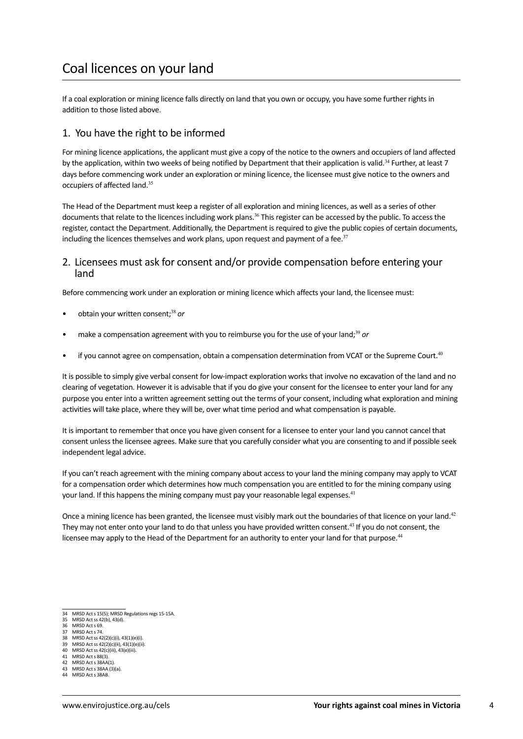# Coal licences on your land

If a coal exploration or mining licence falls directly on land that you own or occupy, you have some further rights in addition to those listed above.

## 1. You have the right to be informed

For mining licence applications, the applicant must give a copy of the notice to the owners and occupiers of land affected by the application, within two weeks of being notified by Department that their application is valid.[34] Further, at least 7 days before commencing work under an exploration or mining licence, the licensee must give notice to the owners and occupiers of affected land.[35]

The Head of the Department must keep a register of all exploration and mining licences, as well as a series of other documents that relate to the licences including work plans.[36] This register can be accessed by the public. To access the register, contact the Department. Additionally, the Department is required to give the public copies of certain documents, including the licences themselves and work plans, upon request and payment of a fee.[37]

## 2. Licensees must ask for consent and/or provide compensation before entering your land

Before commencing work under an exploration or mining licence which affects your land, the licensee must:

- obtain your written consent;[38] *or*
- make a compensation agreement with you to reimburse you for the use of your land;[39] *or*
- if you cannot agree on compensation, obtain a compensation determination from VCAT or the Supreme Court.[40]

It is possible to simply give verbal consent for low-impact exploration works that involve no excavation of the land and no clearing of vegetation. However it is advisable that if you do give your consent for the licensee to enter your land for any purpose you enter into a written agreement setting out the terms of your consent, including what exploration and mining activities will take place, where they will be, over what time period and what compensation is payable.

It is important to remember that once you have given consent for a licensee to enter your land you cannot cancel that consent unless the licensee agrees. Make sure that you carefully consider what you are consenting to and if possible seek independent legal advice.

If you can't reach agreement with the mining company about access to your land the mining company may apply to VCAT for a compensation order which determines how much compensation you are entitled to for the mining company using your land. If this happens the mining company must pay your reasonable legal expenses.[41]

Once a mining licence has been granted, the licensee must visibly mark out the boundaries of that licence on your land.[42] They may not enter onto your land to do that unless you have provided written consent.[43] If you do not consent, the licensee may apply to the Head of the Department for an authority to enter your land for that purpose.[44]

---

34 MRSD Act s 15(5); MRSD Regulations regs 15-15A.
35 MRSD Act ss 42(b), 43(d).
36 MRSD Act s 69.
37 MRSD Act s 74.
38 MRSD Act ss 42(2)(c)(i), 43(1)(e)(i).
39 MRSD Act ss 42(2)(c)(ii), 43(1)(e)(ii).
40 MRSD Act ss 42(c)(iii), 43(e)(iii).
41 MRSD Act s 88(3).
42 MRSD Act s 38AA(1).
43 MRSD Act s 38AA (3)(a).
44 MRSD Act s 38AB.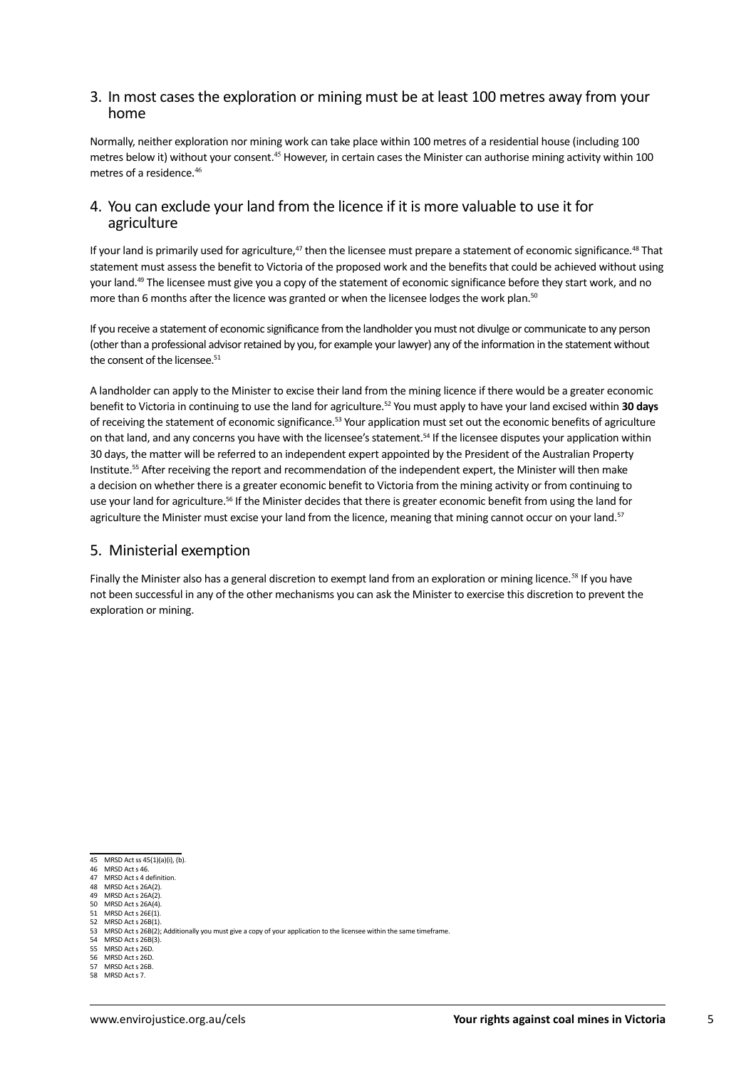## 3. In most cases the exploration or mining must be at least 100 metres away from your home

Normally, neither exploration nor mining work can take place within 100 metres of a residential house (including 100 metres below it) without your consent.[45] However, in certain cases the Minister can authorise mining activity within 100 metres of a residence.[46]

## 4. You can exclude your land from the licence if it is more valuable to use it for agriculture

If your land is primarily used for agriculture,[47] then the licensee must prepare a statement of economic significance.[48] That statement must assess the benefit to Victoria of the proposed work and the benefits that could be achieved without using your land.[49] The licensee must give you a copy of the statement of economic significance before they start work, and no more than 6 months after the licence was granted or when the licensee lodges the work plan.[50]

If you receive a statement of economic significance from the landholder you must not divulge or communicate to any person (other than a professional advisor retained by you, for example your lawyer) any of the information in the statement without the consent of the licensee.[51]

A landholder can apply to the Minister to excise their land from the mining licence if there would be a greater economic benefit to Victoria in continuing to use the land for agriculture.[52] You must apply to have your land excised within **30 days** of receiving the statement of economic significance.[53] Your application must set out the economic benefits of agriculture on that land, and any concerns you have with the licensee's statement.[54] If the licensee disputes your application within 30 days, the matter will be referred to an independent expert appointed by the President of the Australian Property Institute.[55] After receiving the report and recommendation of the independent expert, the Minister will then make a decision on whether there is a greater economic benefit to Victoria from the mining activity or from continuing to use your land for agriculture.[56] If the Minister decides that there is greater economic benefit from using the land for agriculture the Minister must excise your land from the licence, meaning that mining cannot occur on your land.[57]

## 5. Ministerial exemption

Finally the Minister also has a general discretion to exempt land from an exploration or mining licence.[58] If you have not been successful in any of the other mechanisms you can ask the Minister to exercise this discretion to prevent the exploration or mining.

---

45 MRSD Act ss 45(1)(a)(i), (b).
46 MRSD Act s 46.
47 MRSD Act s 4 definition.
48 MRSD Act s 26A(2).
49 MRSD Act s 26A(2).
50 MRSD Act s 26A(4).
51 MRSD Act s 26E(1).
52 MRSD Act s 26B(1).
53 MRSD Act s 26B(2); Additionally you must give a copy of your application to the licensee within the same timeframe.
54 MRSD Act s 26B(3).
55 MRSD Act s 26D.
56 MRSD Act s 26D.
57 MRSD Act s 26B.
58 MRSD Act s 7.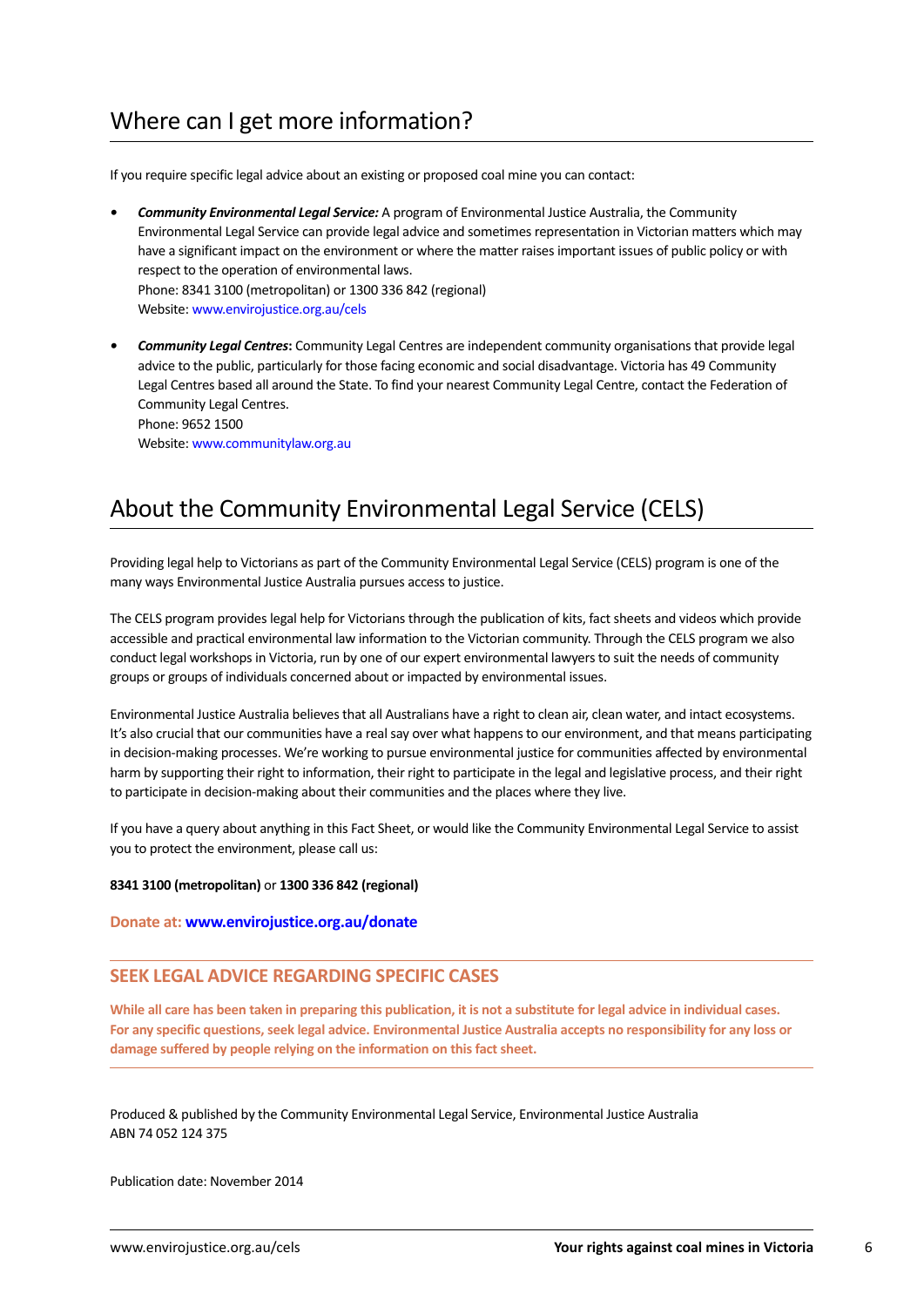## Where can I get more information?

If you require specific legal advice about an existing or proposed coal mine you can contact:

- ***Community Environmental Legal Service:*** A program of Environmental Justice Australia, the Community Environmental Legal Service can provide legal advice and sometimes representation in Victorian matters which may have a significant impact on the environment or where the matter raises important issues of public policy or with respect to the operation of environmental laws.
  Phone: 8341 3100 (metropolitan) or 1300 336 842 (regional)
  Website: www.envirojustice.org.au/cels

- ***Community Legal Centres*:** Community Legal Centres are independent community organisations that provide legal advice to the public, particularly for those facing economic and social disadvantage. Victoria has 49 Community Legal Centres based all around the State. To find your nearest Community Legal Centre, contact the Federation of Community Legal Centres.
  Phone: 9652 1500
  Website: www.communitylaw.org.au

## About the Community Environmental Legal Service (CELS)

Providing legal help to Victorians as part of the Community Environmental Legal Service (CELS) program is one of the many ways Environmental Justice Australia pursues access to justice.

The CELS program provides legal help for Victorians through the publication of kits, fact sheets and videos which provide accessible and practical environmental law information to the Victorian community. Through the CELS program we also conduct legal workshops in Victoria, run by one of our expert environmental lawyers to suit the needs of community groups or groups of individuals concerned about or impacted by environmental issues.

Environmental Justice Australia believes that all Australians have a right to clean air, clean water, and intact ecosystems. It's also crucial that our communities have a real say over what happens to our environment, and that means participating in decision-making processes. We're working to pursue environmental justice for communities affected by environmental harm by supporting their right to information, their right to participate in the legal and legislative process, and their right to participate in decision-making about their communities and the places where they live.

If you have a query about anything in this Fact Sheet, or would like the Community Environmental Legal Service to assist you to protect the environment, please call us:

**8341 3100 (metropolitan)** or **1300 336 842 (regional)**

**Donate at: www.envirojustice.org.au/donate**

### SEEK LEGAL ADVICE REGARDING SPECIFIC CASES

**While all care has been taken in preparing this publication, it is not a substitute for legal advice in individual cases. For any specific questions, seek legal advice. Environmental Justice Australia accepts no responsibility for any loss or damage suffered by people relying on the information on this fact sheet.**

Produced & published by the Community Environmental Legal Service, Environmental Justice Australia
ABN 74 052 124 375

Publication date: November 2014